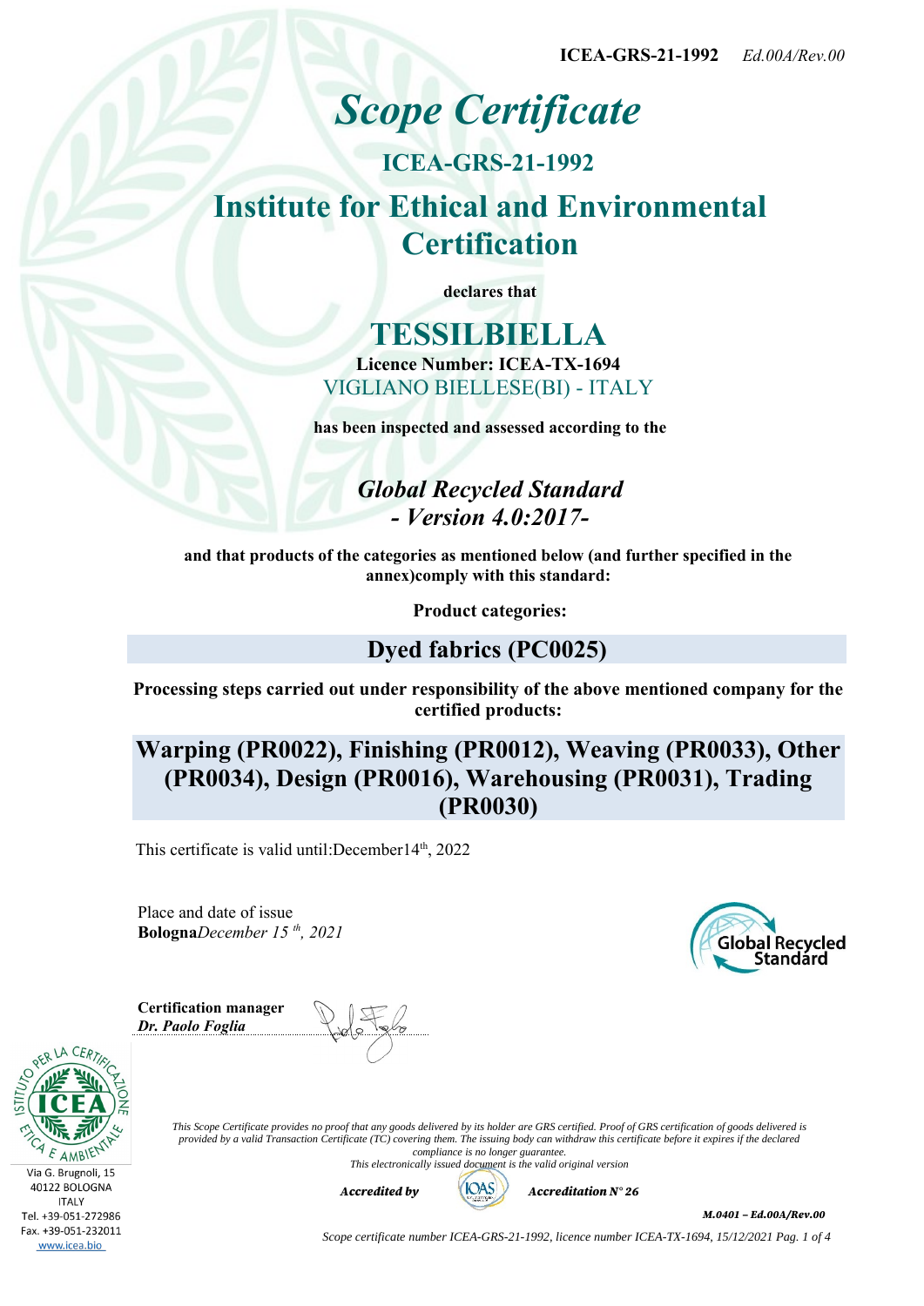ICEA-GRS-21-1992 *Ed.00A/Rev.00*

# *Scope Certificate*

## ICEA-GRS-21-1992

## Institute for Ethical and Environmental Certification

**declares that**

# TESSILBIELLA

**Licence Number: ICEA-TX-1694**

VIGLIANO BIELLESE(BI) - ITALY

**has been inspected and assessed according to the**

### *Global Recycled Standard*
### *- Version 4.0:2017-*

**and that products of the categories as mentioned below (and further specified in the annex)comply with this standard:**

**Product categories:**

## Dyed fabrics (PC0025)

**Processing steps carried out under responsibility of the above mentioned company for the certified products:**

## Warping (PR0022), Finishing (PR0012), Weaving (PR0033), Other (PR0034), Design (PR0016), Warehousing (PR0031), Trading (PR0030)

This certificate is valid until:December14th, 2022

Place and date of issue
**Bologna***December 15 th, 2021*

**Certification manager**
***Dr. Paolo Foglia***

Via G. Brugnoli, 15
40122 BOLOGNA
ITALY
Tel. +39-051-272986
Fax. +39-051-232011
www.icea.bio

*This Scope Certificate provides no proof that any goods delivered by its holder are GRS certified. Proof of GRS certification of goods delivered is provided by a valid Transaction Certificate (TC) covering them. The issuing body can withdraw this certificate before it expires if the declared compliance is no longer guarantee.*
*This electronically issued document is the valid original version*

***Accredited by*** ***Accreditation N° 26***

***M.0401 – Ed.00A/Rev.00***

*Scope certificate number ICEA-GRS-21-1992, licence number ICEA-TX-1694, 15/12/2021*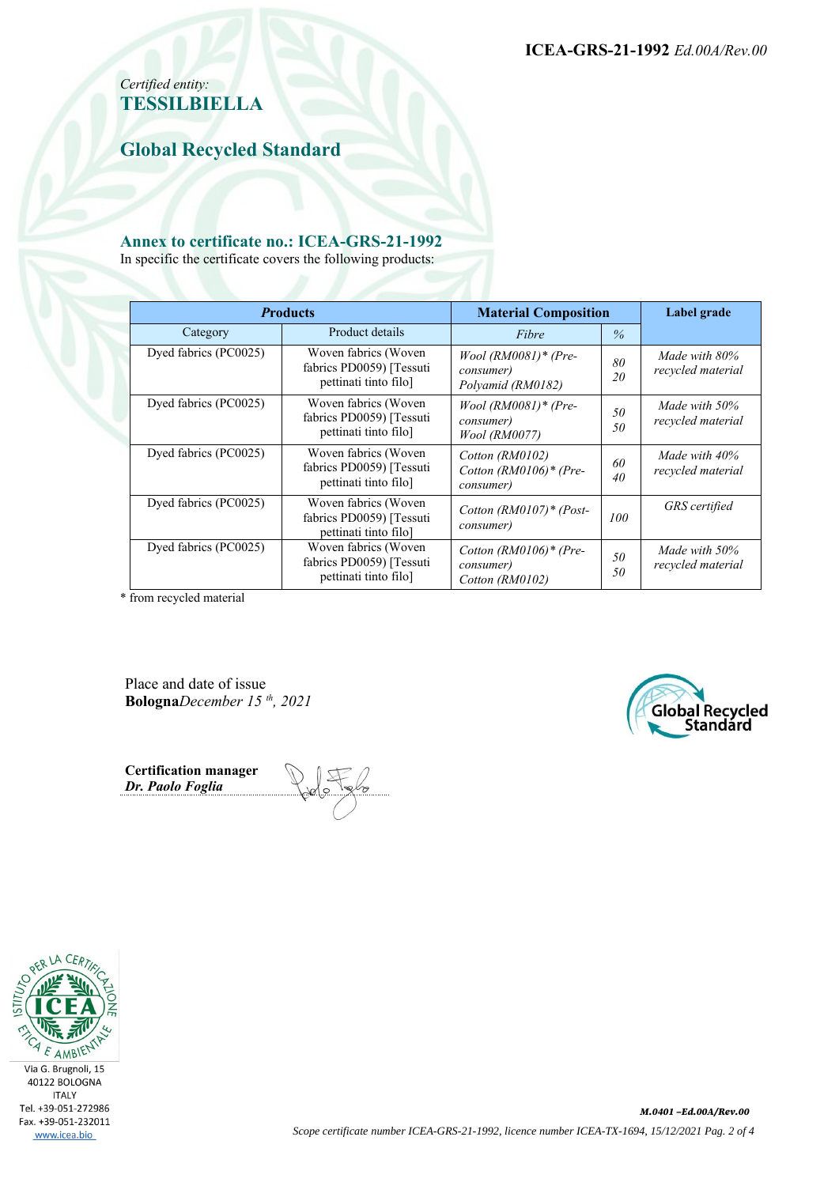**ICEA-GRS-21-1992** *Ed.00A/Rev.00*

*Certified entity:*
**TESSILBIELLA**

## Global Recycled Standard

### Annex to certificate no.: ICEA-GRS-21-1992

In specific the certificate covers the following products:

| ***P*roducts** | | **Material Composition** | | **Label grade** |
|---|---|---|---|---|
| Category | Product details | *Fibre* | *%* | |
| Dyed fabrics (PC0025) | Woven fabrics (Woven fabrics PD0059) [Tessuti pettinati tinto filo] | *Wool (RM0081)\* (Pre-consumer)*<br>*Polyamid (RM0182)* | *80*<br>*20* | *Made with 80% recycled material* |
| Dyed fabrics (PC0025) | Woven fabrics (Woven fabrics PD0059) [Tessuti pettinati tinto filo] | *Wool (RM0081)\* (Pre-consumer)*<br>*Wool (RM0077)* | *50*<br>*50* | *Made with 50% recycled material* |
| Dyed fabrics (PC0025) | Woven fabrics (Woven fabrics PD0059) [Tessuti pettinati tinto filo] | *Cotton (RM0102)*<br>*Cotton (RM0106)\* (Pre-consumer)* | *60*<br>*40* | *Made with 40% recycled material* |
| Dyed fabrics (PC0025) | Woven fabrics (Woven fabrics PD0059) [Tessuti pettinati tinto filo] | *Cotton (RM0107)\* (Post-consumer)* | *100* | *GRS certified* |
| Dyed fabrics (PC0025) | Woven fabrics (Woven fabrics PD0059) [Tessuti pettinati tinto filo] | *Cotton (RM0106)\* (Pre-consumer)*<br>*Cotton (RM0102)* | *50*<br>*50* | *Made with 50% recycled material* |

\* from recycled material

Place and date of issue
**Bologna***December 15 th, 2021*

**Certification manager**
***Dr. Paolo Foglia***

Via G. Brugnoli, 15
40122 BOLOGNA
ITALY
Tel. +39-051-272986
Fax. +39-051-232011
www.icea.bio

***M.0401 –Ed.00A/Rev.00***

*Scope certificate number ICEA-GRS-21-1992, licence number ICEA-TX-1694, 15/12/2021*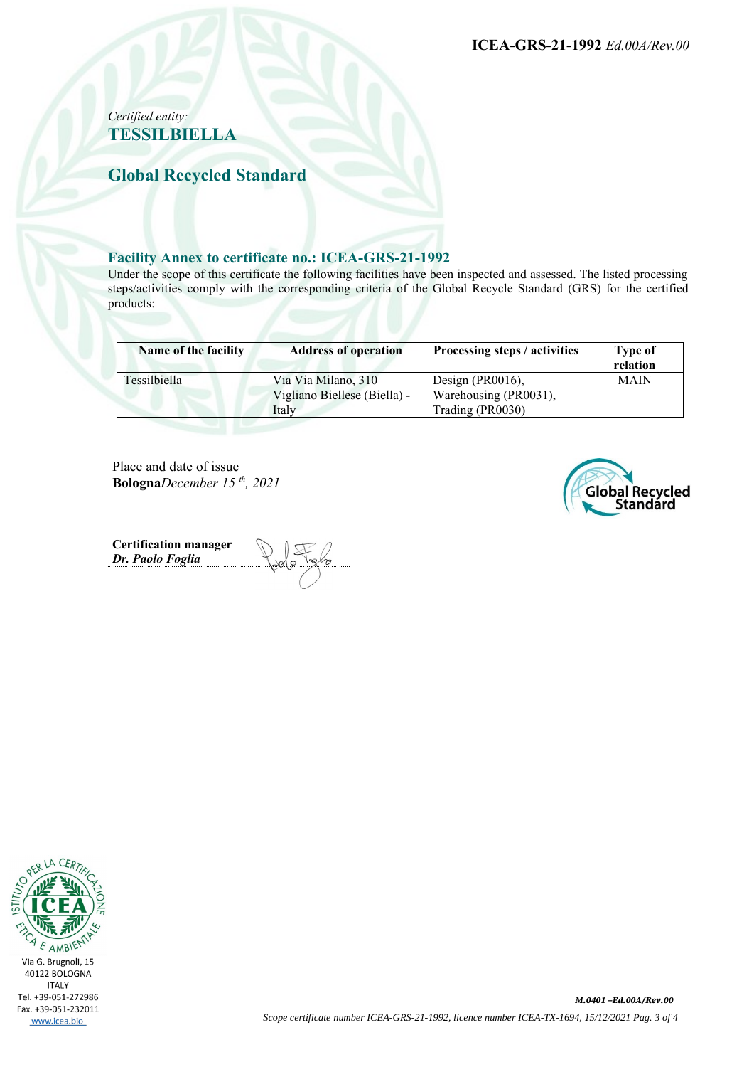*Certified entity:*
**TESSILBIELLA**

## Global Recycled Standard

### Facility Annex to certificate no.: ICEA-GRS-21-1992

Under the scope of this certificate the following facilities have been inspected and assessed. The listed processing steps/activities comply with the corresponding criteria of the Global Recycle Standard (GRS) for the certified products:

| Name of the facility | Address of operation | Processing steps / activities | Type of relation |
|---|---|---|---|
| Tessilbiella | Via Via Milano, 310 Vigliano Biellese (Biella) - Italy | Design (PR0016), Warehousing (PR0031), Trading (PR0030) | MAIN |

Place and date of issue
**Bologna***December 15 th, 2021*

**Certification manager**
***Dr. Paolo Foglia***

Via G. Brugnoli, 15
40122 BOLOGNA
ITALY
Tel. +39-051-272986
Fax. +39-051-232011
www.icea.bio

*M.0401 –Ed.00A/Rev.00*

*Scope certificate number ICEA-GRS-21-1992, licence number ICEA-TX-1694, 15/12/2021*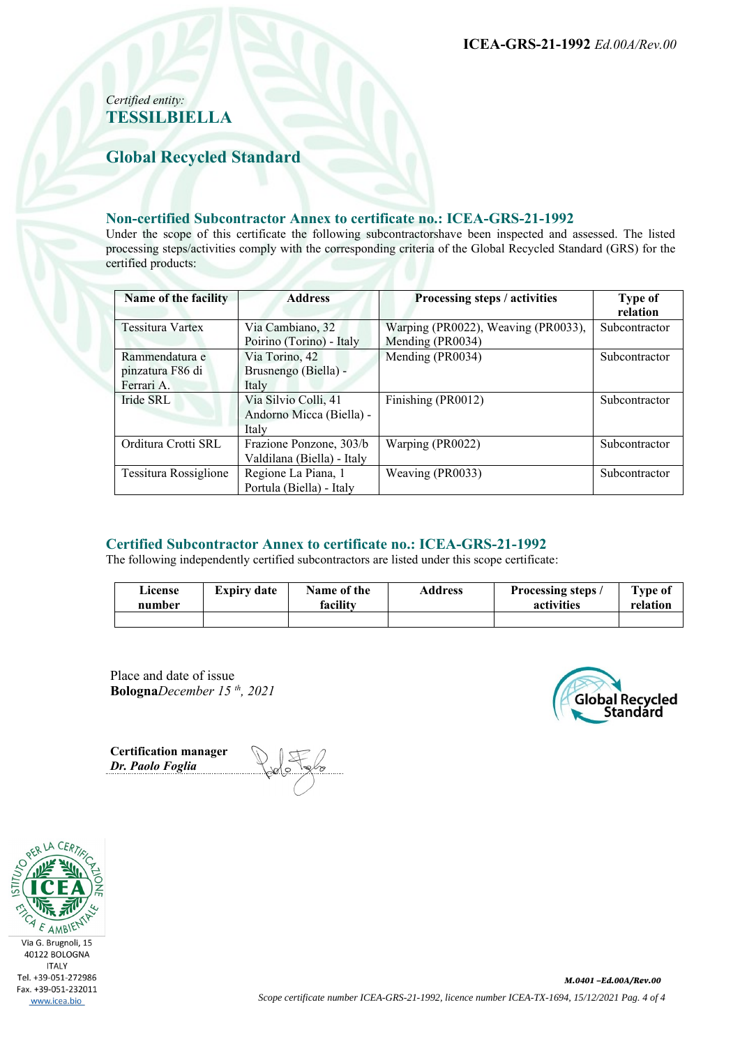**ICEA-GRS-21-1992** *Ed.00A/Rev.00*

*Certified entity:*
**TESSILBIELLA**

## Global Recycled Standard

### Non-certified Subcontractor Annex to certificate no.: ICEA-GRS-21-1992

Under the scope of this certificate the following subcontractorshave been inspected and assessed. The listed processing steps/activities comply with the corresponding criteria of the Global Recycled Standard (GRS) for the certified products:

| Name of the facility | Address | Processing steps / activities | Type of relation |
|---|---|---|---|
| Tessitura Vartex | Via Cambiano, 32 Poirino (Torino) - Italy | Warping (PR0022), Weaving (PR0033), Mending (PR0034) | Subcontractor |
| Rammendatura e pinzatura F86 di Ferrari A. | Via Torino, 42 Brusnengo (Biella) - Italy | Mending (PR0034) | Subcontractor |
| Iride SRL | Via Silvio Colli, 41 Andorno Micca (Biella) - Italy | Finishing (PR0012) | Subcontractor |
| Orditura Crotti SRL | Frazione Ponzone, 303/b Valdilana (Biella) - Italy | Warping (PR0022) | Subcontractor |
| Tessitura Rossiglione | Regione La Piana, 1 Portula (Biella) - Italy | Weaving (PR0033) | Subcontractor |

### Certified Subcontractor Annex to certificate no.: ICEA-GRS-21-1992

The following independently certified subcontractors are listed under this scope certificate:

| License number | Expiry date | Name of the facility | Address | Processing steps / activities | Type of relation |
|---|---|---|---|---|---|
| | | | | | |

Place and date of issue
**Bologna***December 15 th, 2021*

**Certification manager**
***Dr. Paolo Foglia***

Global Recycled Standard

ISTITUTO PER LA CERTIFICAZIONE ETICA E AMBIENTALE
ICEA
Via G. Brugnoli, 15
40122 BOLOGNA
ITALY
Tel. +39-051-272986
Fax. +39-051-232011
www.icea.bio

*M.0401 –Ed.00A/Rev.00*

*Scope certificate number ICEA-GRS-21-1992, licence number ICEA-TX-1694, 15/12/2021*